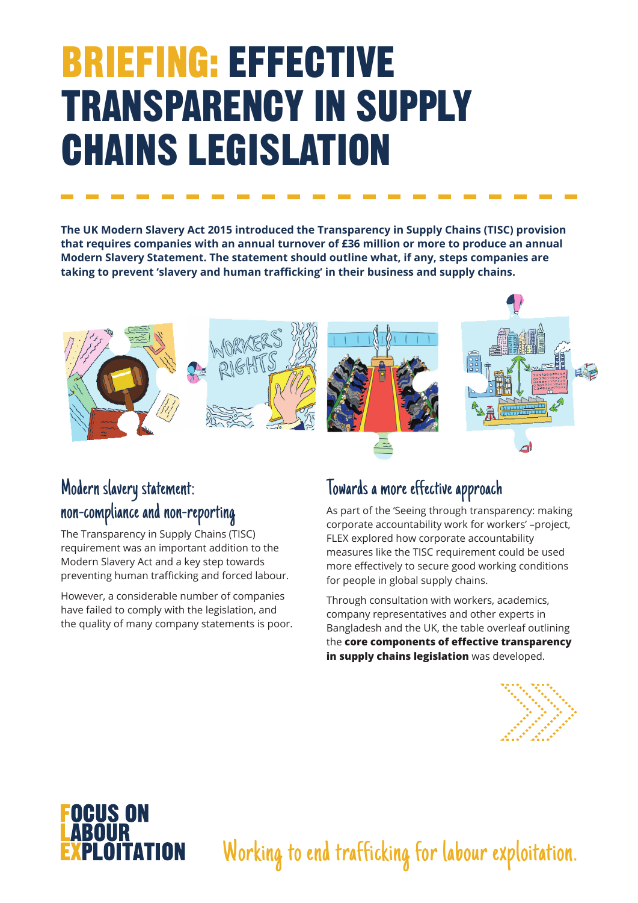# BRIEFING: EFFECTIVE TRANSPARENCY IN SUPPLY CHAINS LEGISLATION

**The UK Modern Slavery Act 2015 introduced the Transparency in Supply Chains (TISC) provision that requires companies with an annual turnover of £36 million or more to produce an annual Modern Slavery Statement. The statement should outline what, if any, steps companies are taking to prevent 'slavery and human trafficking' in their business and supply chains.**

## Modern slavery statement: non-compliance and non-reporting

The Transparency in Supply Chains (TISC) requirement was an important addition to the Modern Slavery Act and a key step towards preventing human trafficking and forced labour.

However, a considerable number of companies have failed to comply with the legislation, and the quality of many company statements is poor.

## Towards a more effective approach

As part of the 'Seeing through transparency: making corporate accountability work for workers' –project, FLEX explored how corporate accountability measures like the TISC requirement could be used more effectively to secure good working conditions for people in global supply chains.

Through consultation with workers, academics, company representatives and other experts in Bangladesh and the UK, the table overleaf outlining the **core components of effective transparency in supply chains legislation** was developed.

FOCUS ON LABOUR EXPLOITATION

Working to end trafficking for labour exploitation.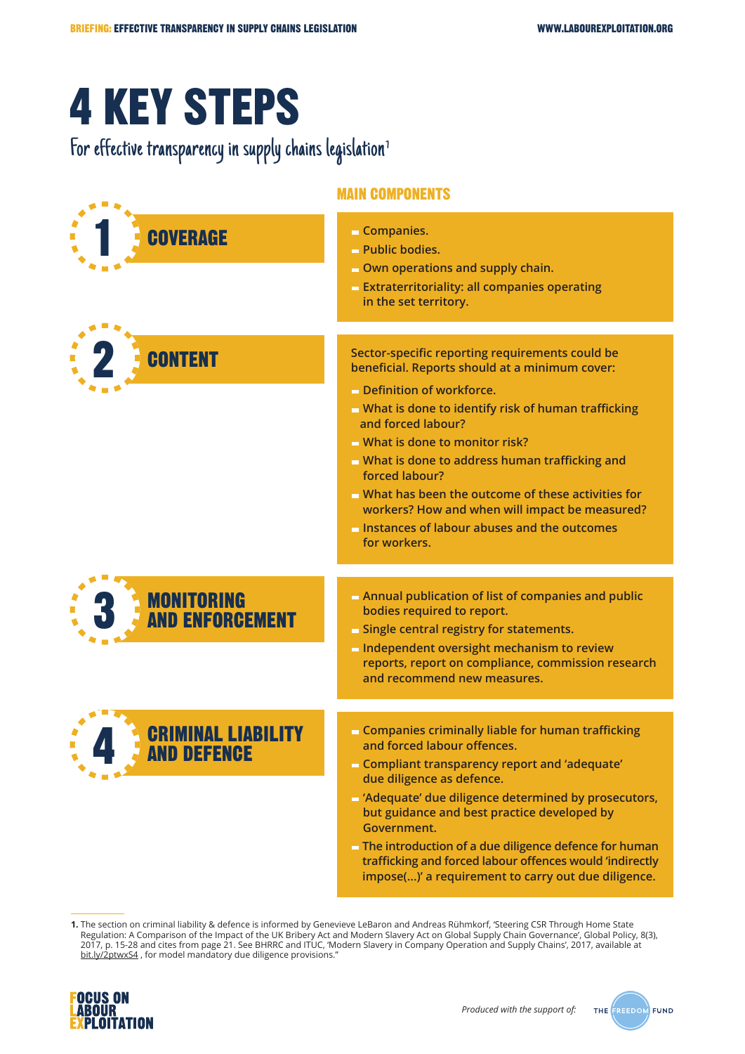# 4 KEY STEPS

For effective transparency in supply chains legislation[1]

**MAIN COMPONENTS**

## 1 COVERAGE

- Companies.
- Public bodies.
- Own operations and supply chain.
- Extraterritoriality: all companies operating in the set territory.

## 2 CONTENT

Sector-specific reporting requirements could be beneficial. Reports should at a minimum cover:

- Definition of workforce.
- What is done to identify risk of human trafficking and forced labour?
- What is done to monitor risk?
- What is done to address human trafficking and forced labour?
- What has been the outcome of these activities for workers? How and when will impact be measured?
- Instances of labour abuses and the outcomes for workers.

## 3 MONITORING AND ENFORCEMENT

- Annual publication of list of companies and public bodies required to report.
- Single central registry for statements.
- Independent oversight mechanism to review reports, report on compliance, commission research and recommend new measures.

## 4 CRIMINAL LIABILITY AND DEFENCE

- Companies criminally liable for human trafficking and forced labour offences.
- Compliant transparency report and 'adequate' due diligence as defence.
- 'Adequate' due diligence determined by prosecutors, but guidance and best practice developed by Government.
- The introduction of a due diligence defence for human trafficking and forced labour offences would 'indirectly impose(…)' a requirement to carry out due diligence.

---

**1.** The section on criminal liability & defence is informed by Genevieve LeBaron and Andreas Rühmkorf, 'Steering CSR Through Home State Regulation: A Comparison of the Impact of the UK Bribery Act and Modern Slavery Act on Global Supply Chain Governance', Global Policy, 8(3), 2017, p. 15-28 and cites from page 21. See BHRRC and ITUC, 'Modern Slavery in Company Operation and Supply Chains', 2017, available at bit.ly/2ptwxS4 , for model mandatory due diligence provisions."

FOCUS ON LABOUR EXPLOITATION

*Produced with the support of:* THE FREEDOM FUND